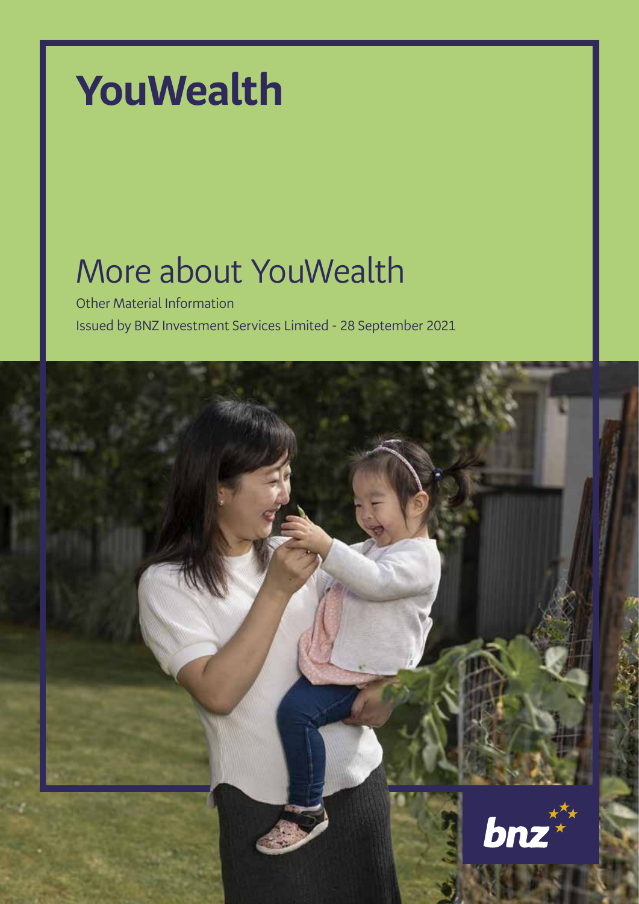# YouWealth

## More about YouWealth

Other Material Information

Issued by BNZ Investment Services Limited - 28 September 2021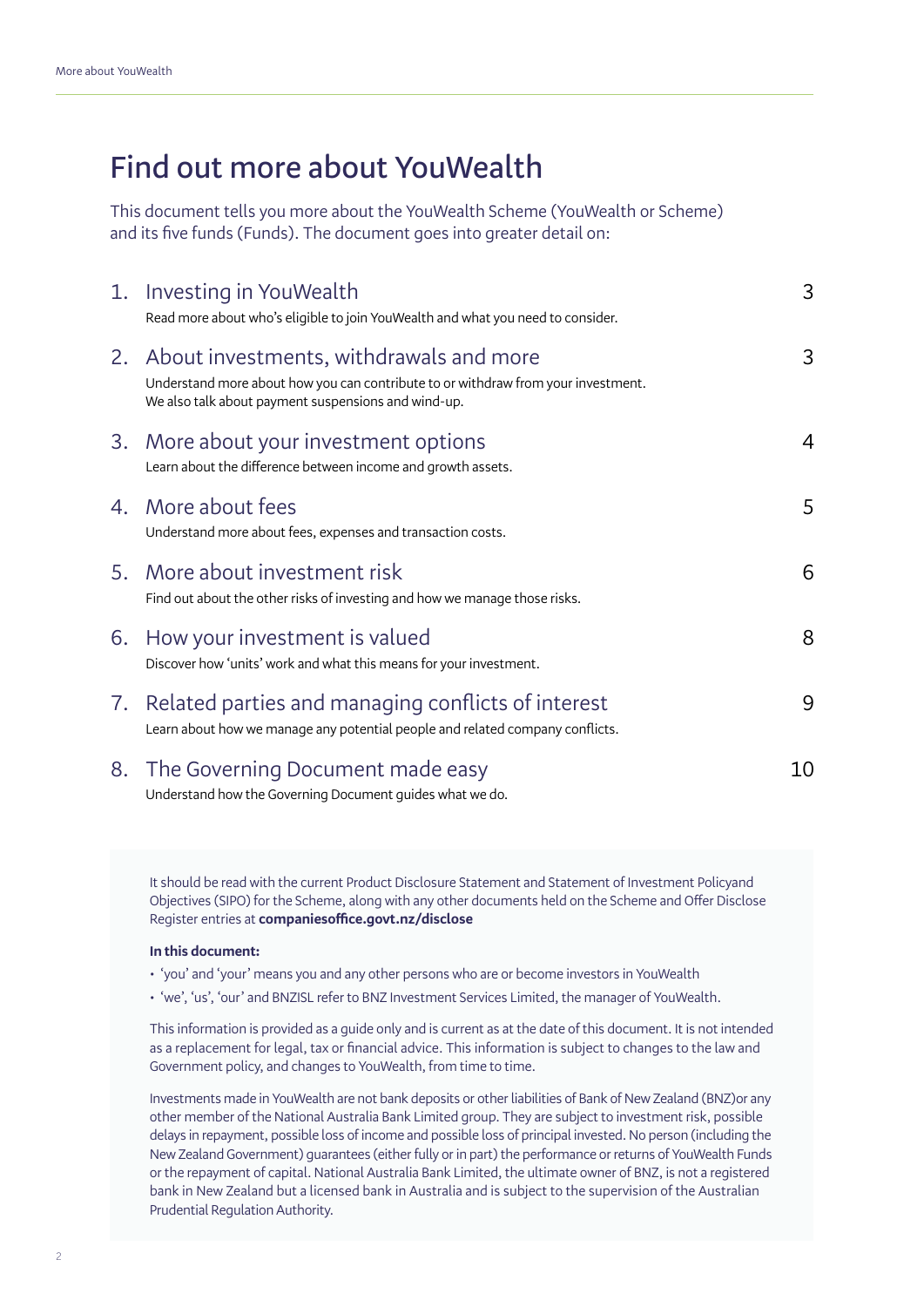# Find out more about YouWealth

This document tells you more about the YouWealth Scheme (YouWealth or Scheme) and its five funds (Funds). The document goes into greater detail on:

| | | |
|---|---|---|
| 1. | **Investing in YouWealth**<br>Read more about who's eligible to join YouWealth and what you need to consider. | 3 |
| 2. | **About investments, withdrawals and more**<br>Understand more about how you can contribute to or withdraw from your investment. We also talk about payment suspensions and wind-up. | 3 |
| 3. | **More about your investment options**<br>Learn about the difference between income and growth assets. | 4 |
| 4. | **More about fees**<br>Understand more about fees, expenses and transaction costs. | 5 |
| 5. | **More about investment risk**<br>Find out about the other risks of investing and how we manage those risks. | 6 |
| 6. | **How your investment is valued**<br>Discover how 'units' work and what this means for your investment. | 8 |
| 7. | **Related parties and managing conflicts of interest**<br>Learn about how we manage any potential people and related company conflicts. | 9 |
| 8. | **The Governing Document made easy**<br>Understand how the Governing Document guides what we do. | 10 |

It should be read with the current Product Disclosure Statement and Statement of Investment Policyand Objectives (SIPO) for the Scheme, along with any other documents held on the Scheme and Offer Disclose Register entries at **companiesoffice.govt.nz/disclose**

**In this document:**

- 'you' and 'your' means you and any other persons who are or become investors in YouWealth
- 'we', 'us', 'our' and BNZISL refer to BNZ Investment Services Limited, the manager of YouWealth.

This information is provided as a guide only and is current as at the date of this document. It is not intended as a replacement for legal, tax or financial advice. This information is subject to changes to the law and Government policy, and changes to YouWealth, from time to time.

Investments made in YouWealth are not bank deposits or other liabilities of Bank of New Zealand (BNZ)or any other member of the National Australia Bank Limited group. They are subject to investment risk, possible delays in repayment, possible loss of income and possible loss of principal invested. No person (including the New Zealand Government) guarantees (either fully or in part) the performance or returns of YouWealth Funds or the repayment of capital. National Australia Bank Limited, the ultimate owner of BNZ, is not a registered bank in New Zealand but a licensed bank in Australia and is subject to the supervision of the Australian Prudential Regulation Authority.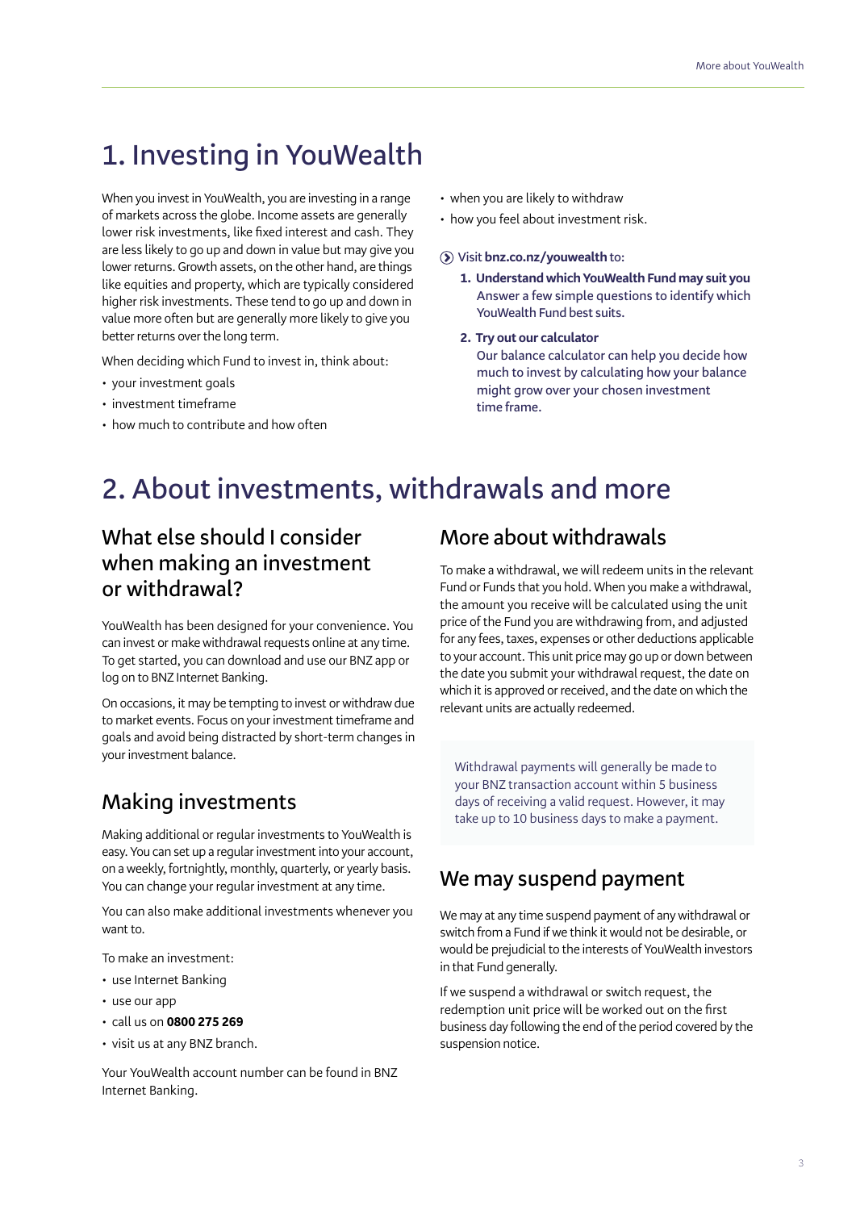# 1. Investing in YouWealth

When you invest in YouWealth, you are investing in a range of markets across the globe. Income assets are generally lower risk investments, like fixed interest and cash. They are less likely to go up and down in value but may give you lower returns. Growth assets, on the other hand, are things like equities and property, which are typically considered higher risk investments. These tend to go up and down in value more often but are generally more likely to give you better returns over the long term.

When deciding which Fund to invest in, think about:

- your investment goals
- investment timeframe
- how much to contribute and how often
- when you are likely to withdraw
- how you feel about investment risk.

Visit **bnz.co.nz/youwealth** to:

1. **Understand which YouWealth Fund may suit you**
   Answer a few simple questions to identify which YouWealth Fund best suits.
2. **Try out our calculator**
   Our balance calculator can help you decide how much to invest by calculating how your balance might grow over your chosen investment time frame.

# 2. About investments, withdrawals and more

## What else should I consider when making an investment or withdrawal?

YouWealth has been designed for your convenience. You can invest or make withdrawal requests online at any time. To get started, you can download and use our BNZ app or log on to BNZ Internet Banking.

On occasions, it may be tempting to invest or withdraw due to market events. Focus on your investment timeframe and goals and avoid being distracted by short-term changes in your investment balance.

## Making investments

Making additional or regular investments to YouWealth is easy. You can set up a regular investment into your account, on a weekly, fortnightly, monthly, quarterly, or yearly basis. You can change your regular investment at any time.

You can also make additional investments whenever you want to.

To make an investment:

- use Internet Banking
- use our app
- call us on **0800 275 269**
- visit us at any BNZ branch.

Your YouWealth account number can be found in BNZ Internet Banking.

## More about withdrawals

To make a withdrawal, we will redeem units in the relevant Fund or Funds that you hold. When you make a withdrawal, the amount you receive will be calculated using the unit price of the Fund you are withdrawing from, and adjusted for any fees, taxes, expenses or other deductions applicable to your account. This unit price may go up or down between the date you submit your withdrawal request, the date on which it is approved or received, and the date on which the relevant units are actually redeemed.

Withdrawal payments will generally be made to your BNZ transaction account within 5 business days of receiving a valid request. However, it may take up to 10 business days to make a payment.

## We may suspend payment

We may at any time suspend payment of any withdrawal or switch from a Fund if we think it would not be desirable, or would be prejudicial to the interests of YouWealth investors in that Fund generally.

If we suspend a withdrawal or switch request, the redemption unit price will be worked out on the first business day following the end of the period covered by the suspension notice.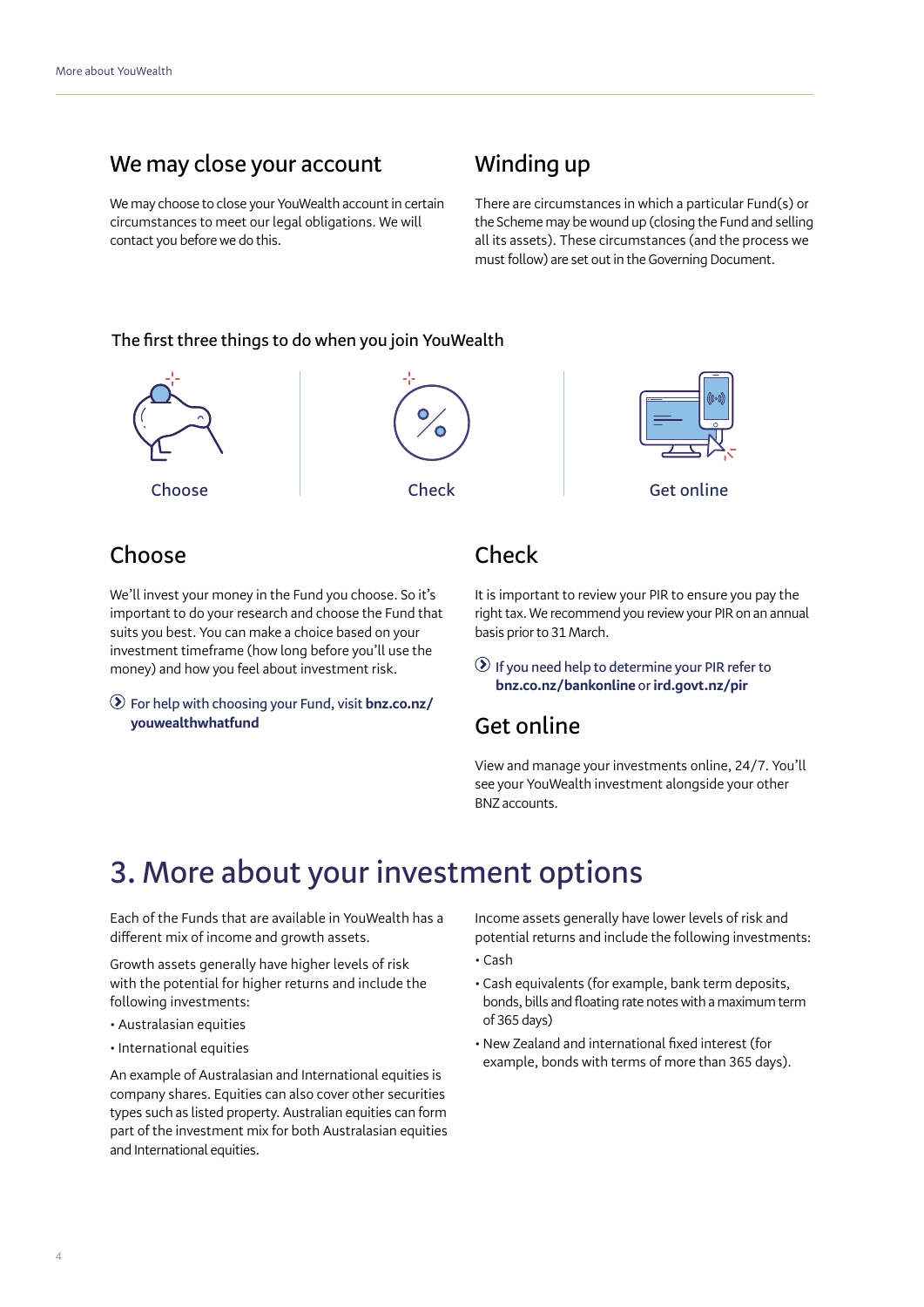## We may close your account

We may choose to close your YouWealth account in certain circumstances to meet our legal obligations. We will contact you before we do this.

## Winding up

There are circumstances in which a particular Fund(s) or the Scheme may be wound up (closing the Fund and selling all its assets). These circumstances (and the process we must follow) are set out in the Governing Document.

### The first three things to do when you join YouWealth

Choose

Check

Get online

## Choose

We'll invest your money in the Fund you choose. So it's important to do your research and choose the Fund that suits you best. You can make a choice based on your investment timeframe (how long before you'll use the money) and how you feel about investment risk.

For help with choosing your Fund, visit **bnz.co.nz/youwealthwhatfund**

## Check

It is important to review your PIR to ensure you pay the right tax. We recommend you review your PIR on an annual basis prior to 31 March.

If you need help to determine your PIR refer to **bnz.co.nz/bankonline** or **ird.govt.nz/pir**

## Get online

View and manage your investments online, 24/7. You'll see your YouWealth investment alongside your other BNZ accounts.

# 3. More about your investment options

Each of the Funds that are available in YouWealth has a different mix of income and growth assets.

Growth assets generally have higher levels of risk with the potential for higher returns and include the following investments:

- Australasian equities
- International equities

An example of Australasian and International equities is company shares. Equities can also cover other securities types such as listed property. Australian equities can form part of the investment mix for both Australasian equities and International equities.

Income assets generally have lower levels of risk and potential returns and include the following investments:

- Cash
- Cash equivalents (for example, bank term deposits, bonds, bills and floating rate notes with a maximum term of 365 days)
- New Zealand and international fixed interest (for example, bonds with terms of more than 365 days).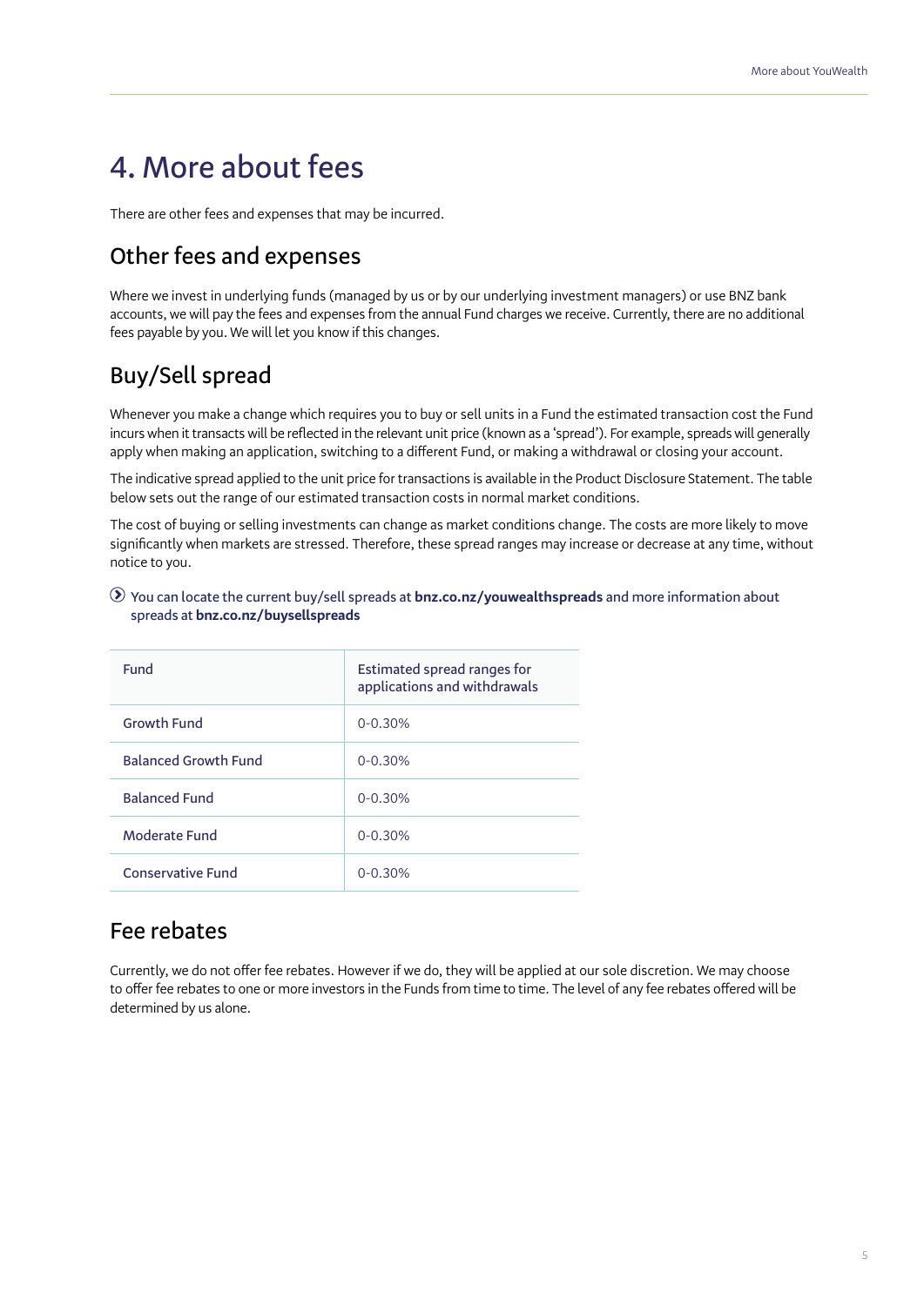# 4. More about fees

There are other fees and expenses that may be incurred.

## Other fees and expenses

Where we invest in underlying funds (managed by us or by our underlying investment managers) or use BNZ bank accounts, we will pay the fees and expenses from the annual Fund charges we receive. Currently, there are no additional fees payable by you. We will let you know if this changes.

## Buy/Sell spread

Whenever you make a change which requires you to buy or sell units in a Fund the estimated transaction cost the Fund incurs when it transacts will be reflected in the relevant unit price (known as a 'spread'). For example, spreads will generally apply when making an application, switching to a different Fund, or making a withdrawal or closing your account.

The indicative spread applied to the unit price for transactions is available in the Product Disclosure Statement. The table below sets out the range of our estimated transaction costs in normal market conditions.

The cost of buying or selling investments can change as market conditions change. The costs are more likely to move significantly when markets are stressed. Therefore, these spread ranges may increase or decrease at any time, without notice to you.

You can locate the current buy/sell spreads at **bnz.co.nz/youwealthspreads** and more information about spreads at **bnz.co.nz/buysellspreads**

| Fund | Estimated spread ranges for applications and withdrawals |
|---|---|
| Growth Fund | 0-0.30% |
| Balanced Growth Fund | 0-0.30% |
| Balanced Fund | 0-0.30% |
| Moderate Fund | 0-0.30% |
| Conservative Fund | 0-0.30% |

## Fee rebates

Currently, we do not offer fee rebates. However if we do, they will be applied at our sole discretion. We may choose to offer fee rebates to one or more investors in the Funds from time to time. The level of any fee rebates offered will be determined by us alone.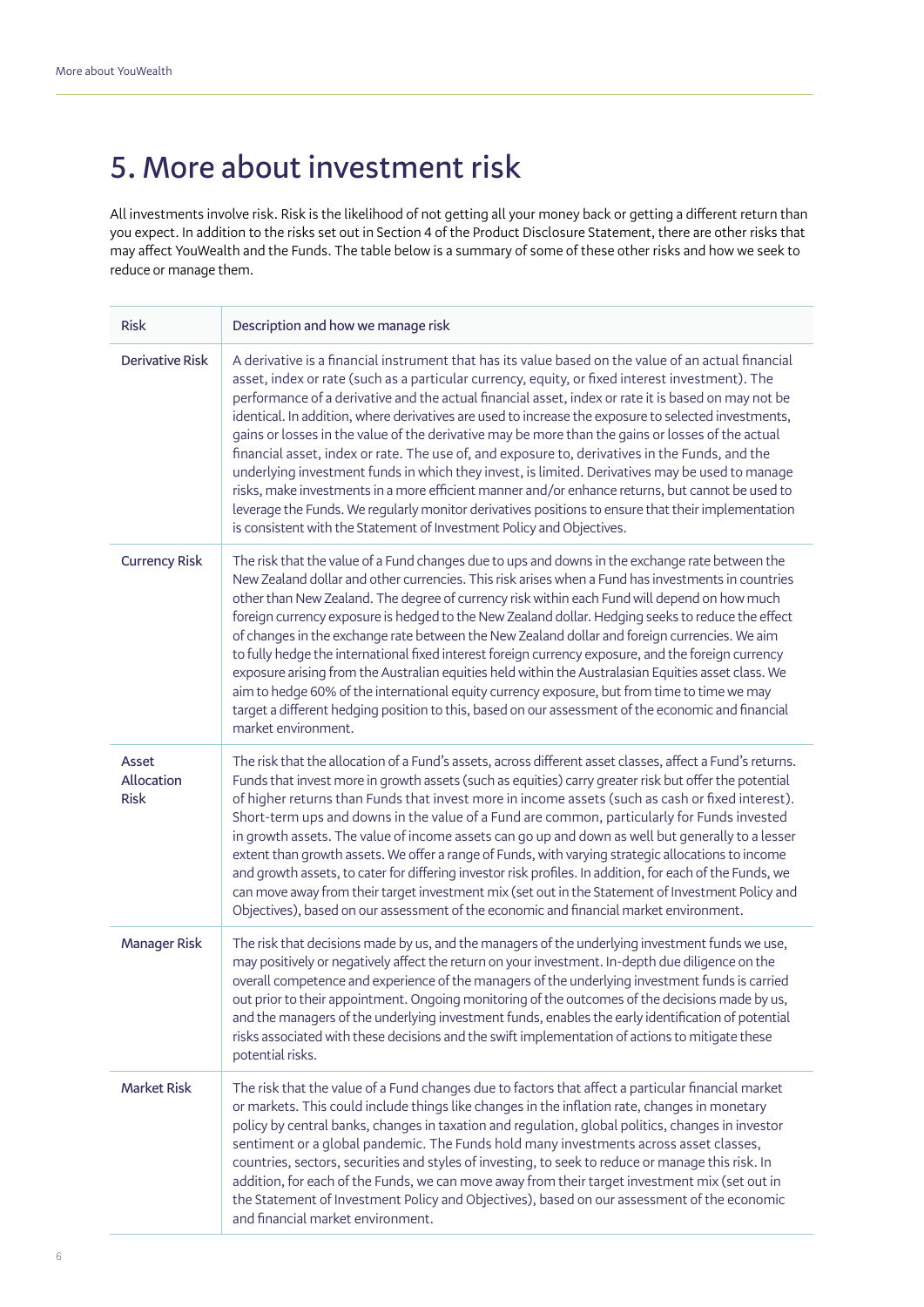# 5. More about investment risk

All investments involve risk. Risk is the likelihood of not getting all your money back or getting a different return than you expect. In addition to the risks set out in Section 4 of the Product Disclosure Statement, there are other risks that may affect YouWealth and the Funds. The table below is a summary of some of these other risks and how we seek to reduce or manage them.

| Risk | Description and how we manage risk |
|---|---|
| Derivative Risk | A derivative is a financial instrument that has its value based on the value of an actual financial asset, index or rate (such as a particular currency, equity, or fixed interest investment). The performance of a derivative and the actual financial asset, index or rate it is based on may not be identical. In addition, where derivatives are used to increase the exposure to selected investments, gains or losses in the value of the derivative may be more than the gains or losses of the actual financial asset, index or rate. The use of, and exposure to, derivatives in the Funds, and the underlying investment funds in which they invest, is limited. Derivatives may be used to manage risks, make investments in a more efficient manner and/or enhance returns, but cannot be used to leverage the Funds. We regularly monitor derivatives positions to ensure that their implementation is consistent with the Statement of Investment Policy and Objectives. |
| Currency Risk | The risk that the value of a Fund changes due to ups and downs in the exchange rate between the New Zealand dollar and other currencies. This risk arises when a Fund has investments in countries other than New Zealand. The degree of currency risk within each Fund will depend on how much foreign currency exposure is hedged to the New Zealand dollar. Hedging seeks to reduce the effect of changes in the exchange rate between the New Zealand dollar and foreign currencies. We aim to fully hedge the international fixed interest foreign currency exposure, and the foreign currency exposure arising from the Australian equities held within the Australasian Equities asset class. We aim to hedge 60% of the international equity currency exposure, but from time to time we may target a different hedging position to this, based on our assessment of the economic and financial market environment. |
| Asset Allocation Risk | The risk that the allocation of a Fund's assets, across different asset classes, affect a Fund's returns. Funds that invest more in growth assets (such as equities) carry greater risk but offer the potential of higher returns than Funds that invest more in income assets (such as cash or fixed interest). Short-term ups and downs in the value of a Fund are common, particularly for Funds invested in growth assets. The value of income assets can go up and down as well but generally to a lesser extent than growth assets. We offer a range of Funds, with varying strategic allocations to income and growth assets, to cater for differing investor risk profiles. In addition, for each of the Funds, we can move away from their target investment mix (set out in the Statement of Investment Policy and Objectives), based on our assessment of the economic and financial market environment. |
| Manager Risk | The risk that decisions made by us, and the managers of the underlying investment funds we use, may positively or negatively affect the return on your investment. In-depth due diligence on the overall competence and experience of the managers of the underlying investment funds is carried out prior to their appointment. Ongoing monitoring of the outcomes of the decisions made by us, and the managers of the underlying investment funds, enables the early identification of potential risks associated with these decisions and the swift implementation of actions to mitigate these potential risks. |
| Market Risk | The risk that the value of a Fund changes due to factors that affect a particular financial market or markets. This could include things like changes in the inflation rate, changes in monetary policy by central banks, changes in taxation and regulation, global politics, changes in investor sentiment or a global pandemic. The Funds hold many investments across asset classes, countries, sectors, securities and styles of investing, to seek to reduce or manage this risk. In addition, for each of the Funds, we can move away from their target investment mix (set out in the Statement of Investment Policy and Objectives), based on our assessment of the economic and financial market environment. |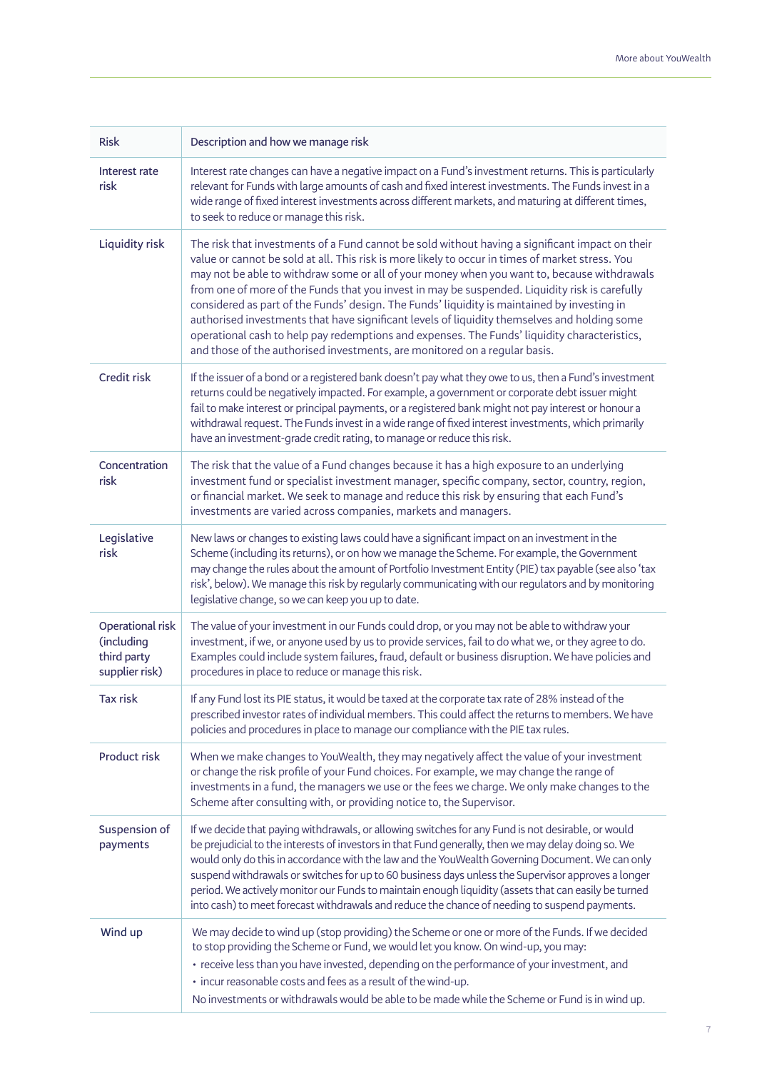| Risk | Description and how we manage risk |
|---|---|
| Interest rate risk | Interest rate changes can have a negative impact on a Fund's investment returns. This is particularly relevant for Funds with large amounts of cash and fixed interest investments. The Funds invest in a wide range of fixed interest investments across different markets, and maturing at different times, to seek to reduce or manage this risk. |
| Liquidity risk | The risk that investments of a Fund cannot be sold without having a significant impact on their value or cannot be sold at all. This risk is more likely to occur in times of market stress. You may not be able to withdraw some or all of your money when you want to, because withdrawals from one of more of the Funds that you invest in may be suspended. Liquidity risk is carefully considered as part of the Funds' design. The Funds' liquidity is maintained by investing in authorised investments that have significant levels of liquidity themselves and holding some operational cash to help pay redemptions and expenses. The Funds' liquidity characteristics, and those of the authorised investments, are monitored on a regular basis. |
| Credit risk | If the issuer of a bond or a registered bank doesn't pay what they owe to us, then a Fund's investment returns could be negatively impacted. For example, a government or corporate debt issuer might fail to make interest or principal payments, or a registered bank might not pay interest or honour a withdrawal request. The Funds invest in a wide range of fixed interest investments, which primarily have an investment-grade credit rating, to manage or reduce this risk. |
| Concentration risk | The risk that the value of a Fund changes because it has a high exposure to an underlying investment fund or specialist investment manager, specific company, sector, country, region, or financial market. We seek to manage and reduce this risk by ensuring that each Fund's investments are varied across companies, markets and managers. |
| Legislative risk | New laws or changes to existing laws could have a significant impact on an investment in the Scheme (including its returns), or on how we manage the Scheme. For example, the Government may change the rules about the amount of Portfolio Investment Entity (PIE) tax payable (see also 'tax risk', below). We manage this risk by regularly communicating with our regulators and by monitoring legislative change, so we can keep you up to date. |
| Operational risk (including third party supplier risk) | The value of your investment in our Funds could drop, or you may not be able to withdraw your investment, if we, or anyone used by us to provide services, fail to do what we, or they agree to do. Examples could include system failures, fraud, default or business disruption. We have policies and procedures in place to reduce or manage this risk. |
| Tax risk | If any Fund lost its PIE status, it would be taxed at the corporate tax rate of 28% instead of the prescribed investor rates of individual members. This could affect the returns to members. We have policies and procedures in place to manage our compliance with the PIE tax rules. |
| Product risk | When we make changes to YouWealth, they may negatively affect the value of your investment or change the risk profile of your Fund choices. For example, we may change the range of investments in a fund, the managers we use or the fees we charge. We only make changes to the Scheme after consulting with, or providing notice to, the Supervisor. |
| Suspension of payments | If we decide that paying withdrawals, or allowing switches for any Fund is not desirable, or would be prejudicial to the interests of investors in that Fund generally, then we may delay doing so. We would only do this in accordance with the law and the YouWealth Governing Document. We can only suspend withdrawals or switches for up to 60 business days unless the Supervisor approves a longer period. We actively monitor our Funds to maintain enough liquidity (assets that can easily be turned into cash) to meet forecast withdrawals and reduce the chance of needing to suspend payments. |
| Wind up | We may decide to wind up (stop providing) the Scheme or one or more of the Funds. If we decided to stop providing the Scheme or Fund, we would let you know. On wind-up, you may:<br>• receive less than you have invested, depending on the performance of your investment, and<br>• incur reasonable costs and fees as a result of the wind-up.<br>No investments or withdrawals would be able to be made while the Scheme or Fund is in wind up. |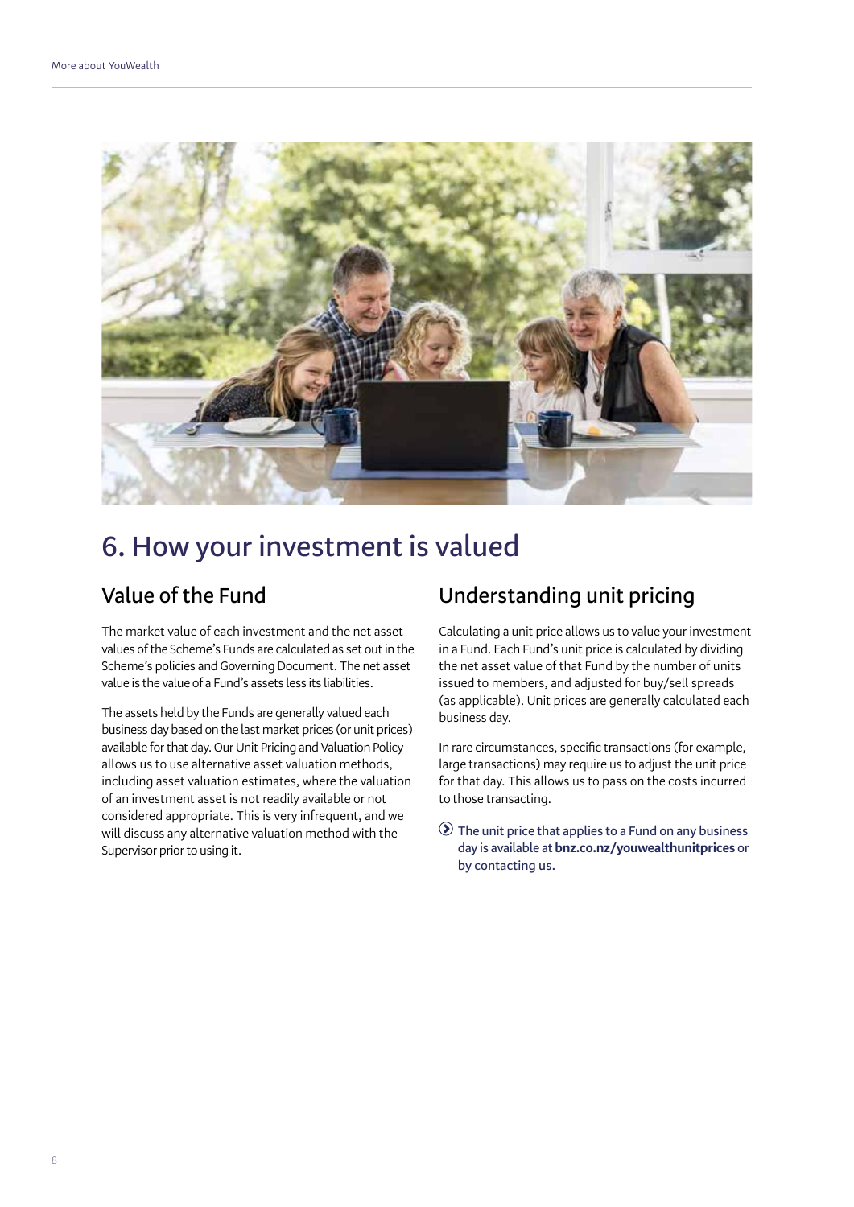# 6. How your investment is valued

## Value of the Fund

The market value of each investment and the net asset values of the Scheme's Funds are calculated as set out in the Scheme's policies and Governing Document. The net asset value is the value of a Fund's assets less its liabilities.

The assets held by the Funds are generally valued each business day based on the last market prices (or unit prices) available for that day. Our Unit Pricing and Valuation Policy allows us to use alternative asset valuation methods, including asset valuation estimates, where the valuation of an investment asset is not readily available or not considered appropriate. This is very infrequent, and we will discuss any alternative valuation method with the Supervisor prior to using it.

## Understanding unit pricing

Calculating a unit price allows us to value your investment in a Fund. Each Fund's unit price is calculated by dividing the net asset value of that Fund by the number of units issued to members, and adjusted for buy/sell spreads (as applicable). Unit prices are generally calculated each business day.

In rare circumstances, specific transactions (for example, large transactions) may require us to adjust the unit price for that day. This allows us to pass on the costs incurred to those transacting.

The unit price that applies to a Fund on any business day is available at **bnz.co.nz/youwealthunitprices** or by contacting us.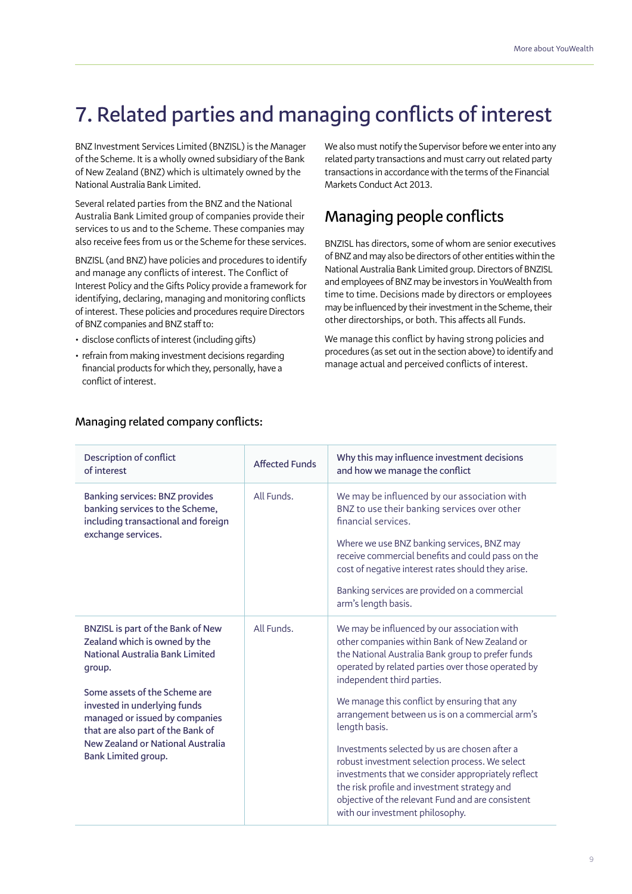# 7. Related parties and managing conflicts of interest

BNZ Investment Services Limited (BNZISL) is the Manager of the Scheme. It is a wholly owned subsidiary of the Bank of New Zealand (BNZ) which is ultimately owned by the National Australia Bank Limited.

Several related parties from the BNZ and the National Australia Bank Limited group of companies provide their services to us and to the Scheme. These companies may also receive fees from us or the Scheme for these services.

BNZISL (and BNZ) have policies and procedures to identify and manage any conflicts of interest. The Conflict of Interest Policy and the Gifts Policy provide a framework for identifying, declaring, managing and monitoring conflicts of interest. These policies and procedures require Directors of BNZ companies and BNZ staff to:

- disclose conflicts of interest (including gifts)
- refrain from making investment decisions regarding financial products for which they, personally, have a conflict of interest.

We also must notify the Supervisor before we enter into any related party transactions and must carry out related party transactions in accordance with the terms of the Financial Markets Conduct Act 2013.

## Managing people conflicts

BNZISL has directors, some of whom are senior executives of BNZ and may also be directors of other entities within the National Australia Bank Limited group. Directors of BNZISL and employees of BNZ may be investors in YouWealth from time to time. Decisions made by directors or employees may be influenced by their investment in the Scheme, their other directorships, or both. This affects all Funds.

We manage this conflict by having strong policies and procedures (as set out in the section above) to identify and manage actual and perceived conflicts of interest.

### Managing related company conflicts:

| Description of conflict of interest | Affected Funds | Why this may influence investment decisions and how we manage the conflict |
|---|---|---|
| Banking services: BNZ provides banking services to the Scheme, including transactional and foreign exchange services. | All Funds. | We may be influenced by our association with BNZ to use their banking services over other financial services.<br><br>Where we use BNZ banking services, BNZ may receive commercial benefits and could pass on the cost of negative interest rates should they arise.<br><br>Banking services are provided on a commercial arm's length basis. |
| BNZISL is part of the Bank of New Zealand which is owned by the National Australia Bank Limited group.<br><br>Some assets of the Scheme are invested in underlying funds managed or issued by companies that are also part of the Bank of New Zealand or National Australia Bank Limited group. | All Funds. | We may be influenced by our association with other companies within Bank of New Zealand or the National Australia Bank group to prefer funds operated by related parties over those operated by independent third parties.<br><br>We manage this conflict by ensuring that any arrangement between us is on a commercial arm's length basis.<br><br>Investments selected by us are chosen after a robust investment selection process. We select investments that we consider appropriately reflect the risk profile and investment strategy and objective of the relevant Fund and are consistent with our investment philosophy. |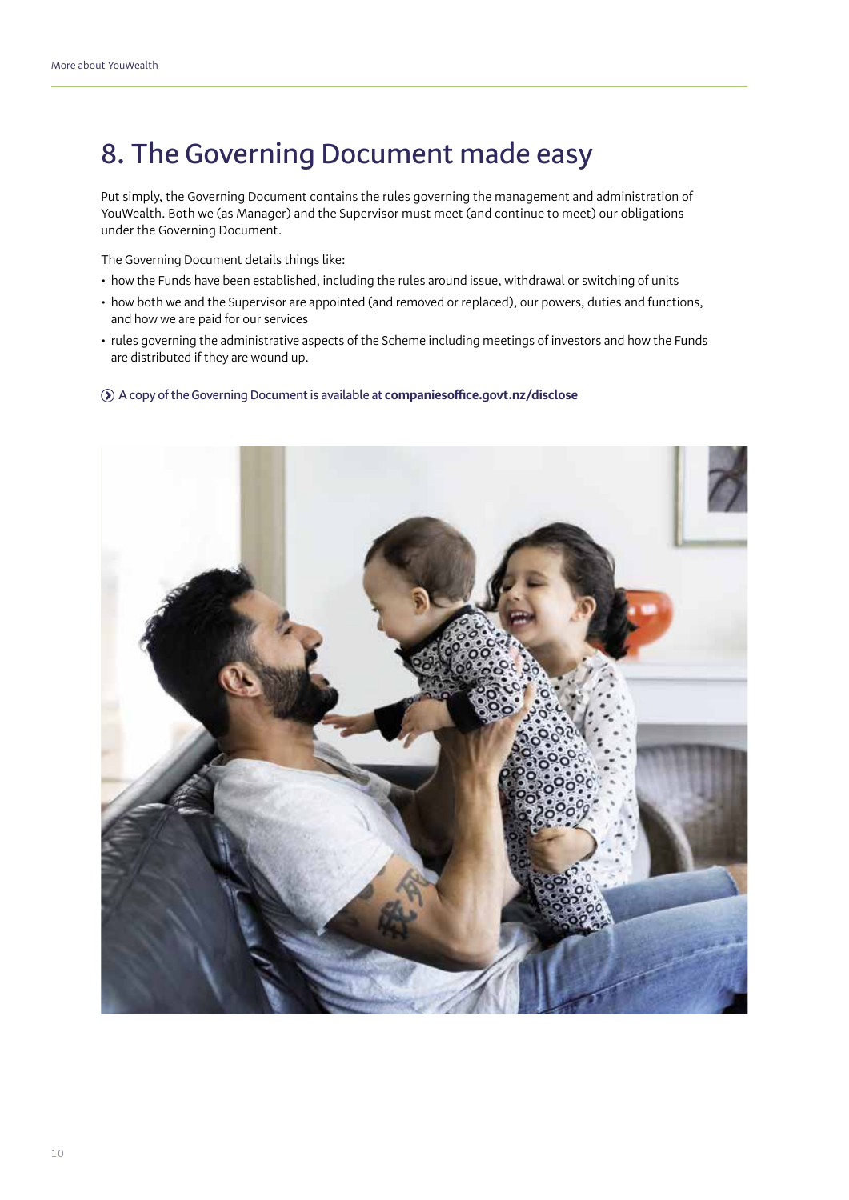# 8. The Governing Document made easy

Put simply, the Governing Document contains the rules governing the management and administration of YouWealth. Both we (as Manager) and the Supervisor must meet (and continue to meet) our obligations under the Governing Document.

The Governing Document details things like:

- how the Funds have been established, including the rules around issue, withdrawal or switching of units
- how both we and the Supervisor are appointed (and removed or replaced), our powers, duties and functions, and how we are paid for our services
- rules governing the administrative aspects of the Scheme including meetings of investors and how the Funds are distributed if they are wound up.

A copy of the Governing Document is available at **companiesoffice.govt.nz/disclose**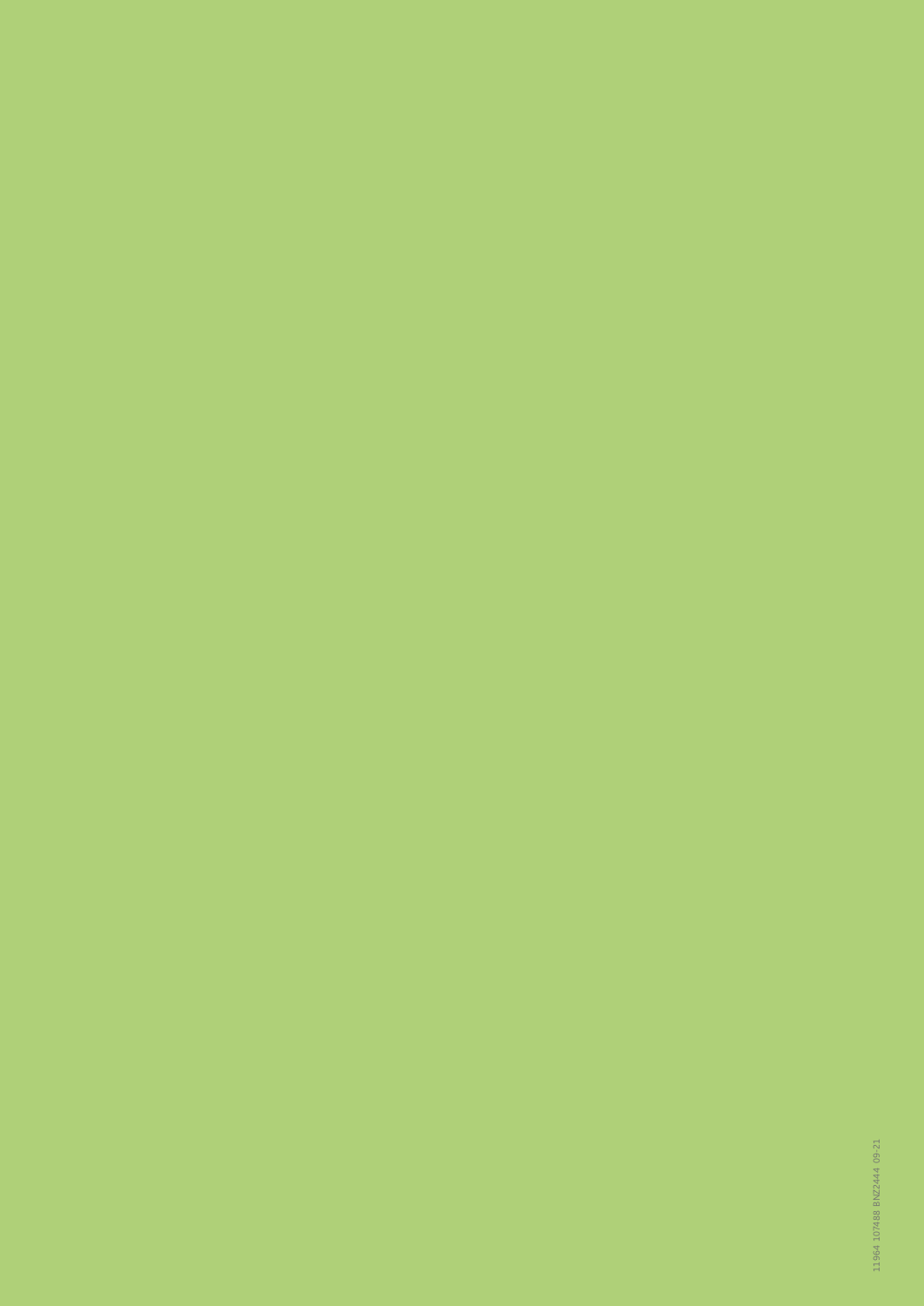11964 107488 BNZ2444 09-21